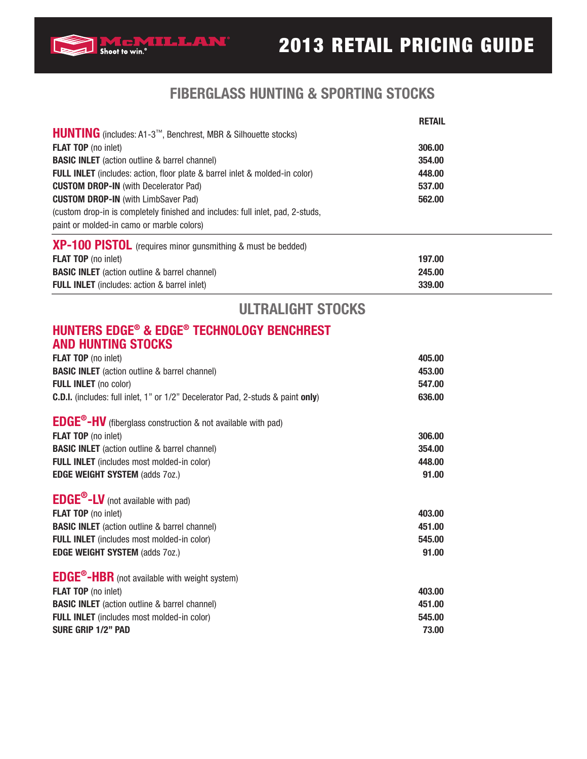# 2013 RETAIL PRICING GUIDE

McMILLAN® Shoot to win.®

## FIBERGLASS HUNTING & SPORTING STOCKS

| | RETAIL |
|---|---|
| **HUNTING** (includes: A1-3™, Benchrest, MBR & Silhouette stocks) | |
| **FLAT TOP** (no inlet) | 306.00 |
| **BASIC INLET** (action outline & barrel channel) | 354.00 |
| **FULL INLET** (includes: action, floor plate & barrel inlet & molded-in color) | 448.00 |
| **CUSTOM DROP-IN** (with Decelerator Pad) | 537.00 |
| **CUSTOM DROP-IN** (with LimbSaver Pad) | 562.00 |
| (custom drop-in is completely finished and includes: full inlet, pad, 2-studs, paint or molded-in camo or marble colors) | |

| | RETAIL |
|---|---|
| **XP-100 PISTOL** (requires minor gunsmithing & must be bedded) | |
| **FLAT TOP** (no inlet) | 197.00 |
| **BASIC INLET** (action outline & barrel channel) | 245.00 |
| **FULL INLET** (includes: action & barrel inlet) | 339.00 |

## ULTRALIGHT STOCKS

### HUNTERS EDGE® & EDGE® TECHNOLOGY BENCHREST AND HUNTING STOCKS

| | RETAIL |
|---|---|
| **FLAT TOP** (no inlet) | 405.00 |
| **BASIC INLET** (action outline & barrel channel) | 453.00 |
| **FULL INLET** (no color) | 547.00 |
| **C.D.I.** (includes: full inlet, 1" or 1/2" Decelerator Pad, 2-studs & paint **only**) | 636.00 |

### EDGE®-HV (fiberglass construction & not available with pad)

| | RETAIL |
|---|---|
| **FLAT TOP** (no inlet) | 306.00 |
| **BASIC INLET** (action outline & barrel channel) | 354.00 |
| **FULL INLET** (includes most molded-in color) | 448.00 |
| **EDGE WEIGHT SYSTEM** (adds 7oz.) | 91.00 |

### EDGE®-LV (not available with pad)

| | RETAIL |
|---|---|
| **FLAT TOP** (no inlet) | 403.00 |
| **BASIC INLET** (action outline & barrel channel) | 451.00 |
| **FULL INLET** (includes most molded-in color) | 545.00 |
| **EDGE WEIGHT SYSTEM** (adds 7oz.) | 91.00 |

### EDGE®-HBR (not available with weight system)

| | RETAIL |
|---|---|
| **FLAT TOP** (no inlet) | 403.00 |
| **BASIC INLET** (action outline & barrel channel) | 451.00 |
| **FULL INLET** (includes most molded-in color) | 545.00 |
| **SURE GRIP 1/2" PAD** | 73.00 |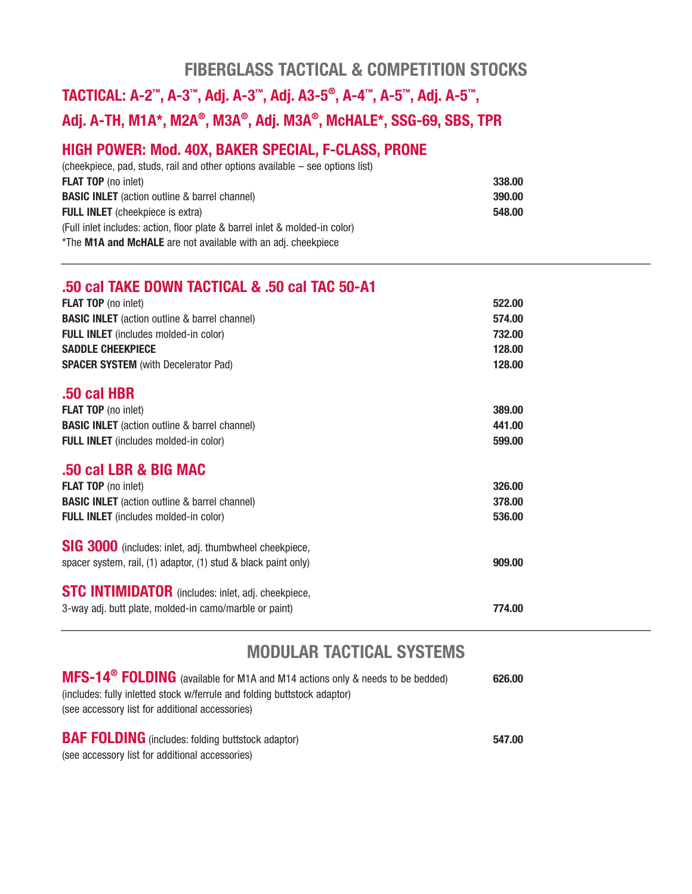# FIBERGLASS TACTICAL & COMPETITION STOCKS

## TACTICAL: A-2™, A-3™, Adj. A-3™, Adj. A3-5®, A-4™, A-5™, Adj. A-5™, Adj. A-TH, M1A*, M2A®, M3A®, Adj. M3A®, McHALE*, SSG-69, SBS, TPR

## HIGH POWER: Mod. 40X, BAKER SPECIAL, F-CLASS, PRONE

(cheekpiece, pad, studs, rail and other options available – see options list)

| | |
|---|---|
| **FLAT TOP** (no inlet) | 338.00 |
| **BASIC INLET** (action outline & barrel channel) | 390.00 |
| **FULL INLET** (cheekpiece is extra) | 548.00 |

(Full inlet includes: action, floor plate & barrel inlet & molded-in color)

*The **M1A and McHALE** are not available with an adj. cheekpiece

---

## .50 cal TAKE DOWN TACTICAL & .50 cal TAC 50-A1

| | |
|---|---|
| **FLAT TOP** (no inlet) | 522.00 |
| **BASIC INLET** (action outline & barrel channel) | 574.00 |
| **FULL INLET** (includes molded-in color) | 732.00 |
| **SADDLE CHEEKPIECE** | 128.00 |
| **SPACER SYSTEM** (with Decelerator Pad) | 128.00 |

## .50 cal HBR

| | |
|---|---|
| **FLAT TOP** (no inlet) | 389.00 |
| **BASIC INLET** (action outline & barrel channel) | 441.00 |
| **FULL INLET** (includes molded-in color) | 599.00 |

## .50 cal LBR & BIG MAC

| | |
|---|---|
| **FLAT TOP** (no inlet) | 326.00 |
| **BASIC INLET** (action outline & barrel channel) | 378.00 |
| **FULL INLET** (includes molded-in color) | 536.00 |

**SIG 3000** (includes: inlet, adj. thumbwheel cheekpiece, spacer system, rail, (1) adaptor, (1) stud & black paint only) — **909.00**

**STC INTIMIDATOR** (includes: inlet, adj. cheekpiece, 3-way adj. butt plate, molded-in camo/marble or paint) — **774.00**

---

# MODULAR TACTICAL SYSTEMS

**MFS-14® FOLDING** (available for M1A and M14 actions only & needs to be bedded) — **626.00**
(includes: fully inletted stock w/ferrule and folding buttstock adaptor)
(see accessory list for additional accessories)

**BAF FOLDING** (includes: folding buttstock adaptor) — **547.00**
(see accessory list for additional accessories)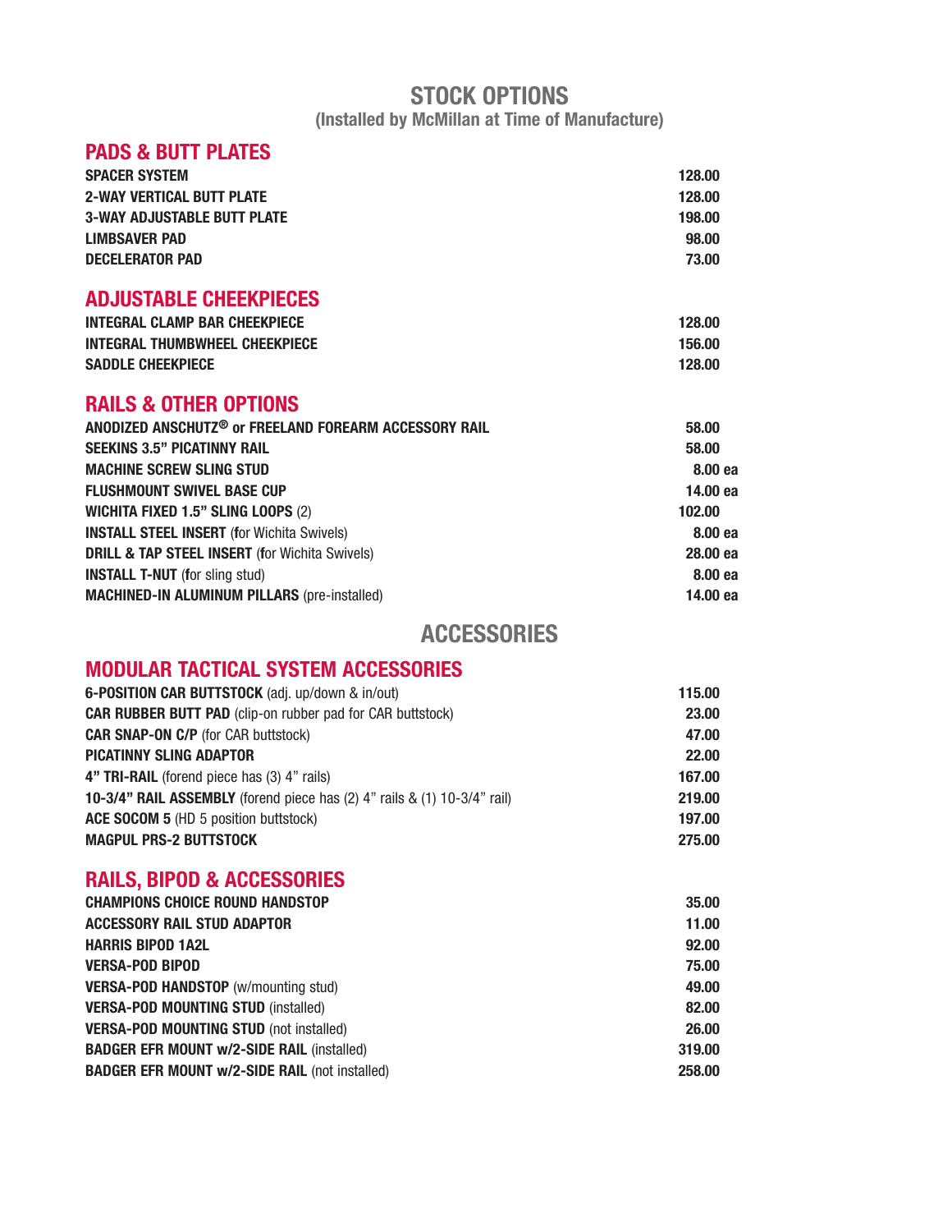# STOCK OPTIONS

**(Installed by McMillan at Time of Manufacture)**

## PADS & BUTT PLATES

| Item | Price |
|---|---|
| **SPACER SYSTEM** | 128.00 |
| **2-WAY VERTICAL BUTT PLATE** | 128.00 |
| **3-WAY ADJUSTABLE BUTT PLATE** | 198.00 |
| **LIMBSAVER PAD** | 98.00 |
| **DECELERATOR PAD** | 73.00 |

## ADJUSTABLE CHEEKPIECES

| Item | Price |
|---|---|
| **INTEGRAL CLAMP BAR CHEEKPIECE** | 128.00 |
| **INTEGRAL THUMBWHEEL CHEEKPIECE** | 156.00 |
| **SADDLE CHEEKPIECE** | 128.00 |

## RAILS & OTHER OPTIONS

| Item | Price |
|---|---|
| **ANODIZED ANSCHUTZ® or FREELAND FOREARM ACCESSORY RAIL** | 58.00 |
| **SEEKINS 3.5" PICATINNY RAIL** | 58.00 |
| **MACHINE SCREW SLING STUD** | 8.00 ea |
| **FLUSHMOUNT SWIVEL BASE CUP** | 14.00 ea |
| **WICHITA FIXED 1.5" SLING LOOPS** (2) | 102.00 |
| **INSTALL STEEL INSERT** (for Wichita Swivels) | 8.00 ea |
| **DRILL & TAP STEEL INSERT** (for Wichita Swivels) | 28.00 ea |
| **INSTALL T-NUT** (for sling stud) | 8.00 ea |
| **MACHINED-IN ALUMINUM PILLARS** (pre-installed) | 14.00 ea |

# ACCESSORIES

## MODULAR TACTICAL SYSTEM ACCESSORIES

| Item | Price |
|---|---|
| **6-POSITION CAR BUTTSTOCK** (adj. up/down & in/out) | 115.00 |
| **CAR RUBBER BUTT PAD** (clip-on rubber pad for CAR buttstock) | 23.00 |
| **CAR SNAP-ON C/P** (for CAR buttstock) | 47.00 |
| **PICATINNY SLING ADAPTOR** | 22.00 |
| **4" TRI-RAIL** (forend piece has (3) 4" rails) | 167.00 |
| **10-3/4" RAIL ASSEMBLY** (forend piece has (2) 4" rails & (1) 10-3/4" rail) | 219.00 |
| **ACE SOCOM 5** (HD 5 position buttstock) | 197.00 |
| **MAGPUL PRS-2 BUTTSTOCK** | 275.00 |

## RAILS, BIPOD & ACCESSORIES

| Item | Price |
|---|---|
| **CHAMPIONS CHOICE ROUND HANDSTOP** | 35.00 |
| **ACCESSORY RAIL STUD ADAPTOR** | 11.00 |
| **HARRIS BIPOD 1A2L** | 92.00 |
| **VERSA-POD BIPOD** | 75.00 |
| **VERSA-POD HANDSTOP** (w/mounting stud) | 49.00 |
| **VERSA-POD MOUNTING STUD** (installed) | 82.00 |
| **VERSA-POD MOUNTING STUD** (not installed) | 26.00 |
| **BADGER EFR MOUNT w/2-SIDE RAIL** (installed) | 319.00 |
| **BADGER EFR MOUNT w/2-SIDE RAIL** (not installed) | 258.00 |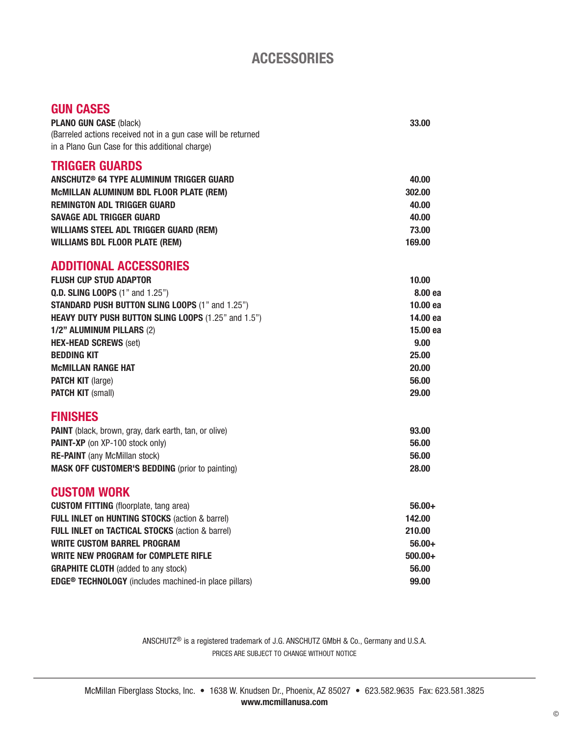# ACCESSORIES

## GUN CASES

| | |
|---|---|
| **PLANO GUN CASE** (black)<br>(Barreled actions received not in a gun case will be returned in a Plano Gun Case for this additional charge) | **33.00** |

## TRIGGER GUARDS

| | |
|---|---|
| **ANSCHUTZ® 64 TYPE ALUMINUM TRIGGER GUARD** | **40.00** |
| **McMILLAN ALUMINUM BDL FLOOR PLATE (REM)** | **302.00** |
| **REMINGTON ADL TRIGGER GUARD** | **40.00** |
| **SAVAGE ADL TRIGGER GUARD** | **40.00** |
| **WILLIAMS STEEL ADL TRIGGER GUARD (REM)** | **73.00** |
| **WILLIAMS BDL FLOOR PLATE (REM)** | **169.00** |

## ADDITIONAL ACCESSORIES

| | |
|---|---|
| **FLUSH CUP STUD ADAPTOR** | **10.00** |
| **Q.D. SLING LOOPS** (1" and 1.25") | **8.00 ea** |
| **STANDARD PUSH BUTTON SLING LOOPS** (1" and 1.25") | **10.00 ea** |
| **HEAVY DUTY PUSH BUTTON SLING LOOPS** (1.25" and 1.5") | **14.00 ea** |
| **1/2" ALUMINUM PILLARS** (2) | **15.00 ea** |
| **HEX-HEAD SCREWS** (set) | **9.00** |
| **BEDDING KIT** | **25.00** |
| **McMILLAN RANGE HAT** | **20.00** |
| **PATCH KIT** (large) | **56.00** |
| **PATCH KIT** (small) | **29.00** |

## FINISHES

| | |
|---|---|
| **PAINT** (black, brown, gray, dark earth, tan, or olive) | **93.00** |
| **PAINT-XP** (on XP-100 stock only) | **56.00** |
| **RE-PAINT** (any McMillan stock) | **56.00** |
| **MASK OFF CUSTOMER'S BEDDING** (prior to painting) | **28.00** |

## CUSTOM WORK

| | |
|---|---|
| **CUSTOM FITTING** (floorplate, tang area) | **56.00+** |
| **FULL INLET on HUNTING STOCKS** (action & barrel) | **142.00** |
| **FULL INLET on TACTICAL STOCKS** (action & barrel) | **210.00** |
| **WRITE CUSTOM BARREL PROGRAM** | **56.00+** |
| **WRITE NEW PROGRAM for COMPLETE RIFLE** | **500.00+** |
| **GRAPHITE CLOTH** (added to any stock) | **56.00** |
| **EDGE® TECHNOLOGY** (includes machined-in place pillars) | **99.00** |

ANSCHUTZ® is a registered trademark of J.G. ANSCHUTZ GMbH & Co., Germany and U.S.A.

PRICES ARE SUBJECT TO CHANGE WITHOUT NOTICE

McMillan Fiberglass Stocks, Inc. • 1638 W. Knudsen Dr., Phoenix, AZ 85027 • 623.582.9635 Fax: 623.581.3825

**www.mcmillanusa.com**